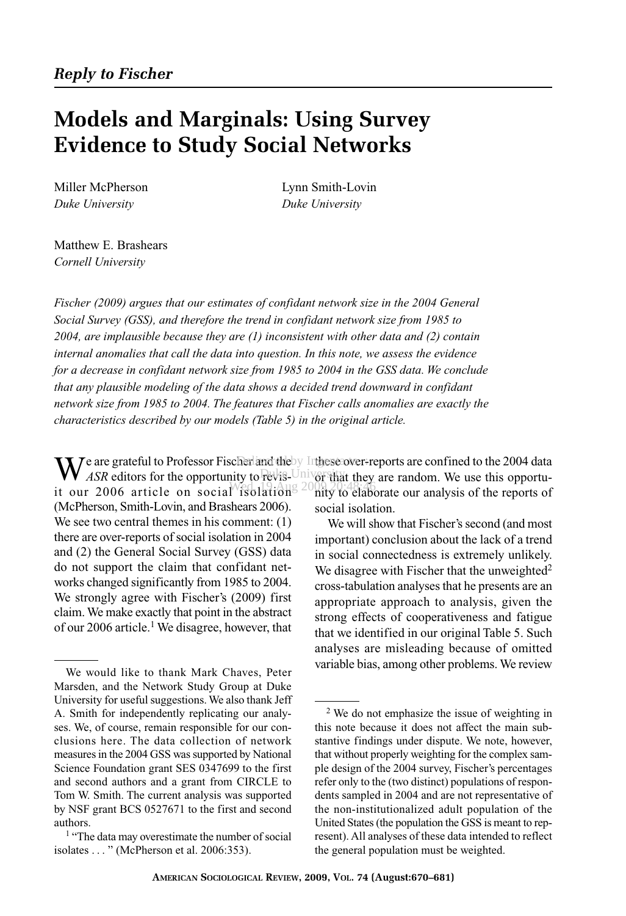*Reply to Fischer*

# Models and Marginals: Using Survey Evidence to Study Social Networks

Miller McPherson
*Duke University*

Lynn Smith-Lovin
*Duke University*

Matthew E. Brashears
*Cornell University*

*Fischer (2009) argues that our estimates of confidant network size in the 2004 General Social Survey (GSS), and therefore the trend in confidant network size from 1985 to 2004, are implausible because they are (1) inconsistent with other data and (2) contain internal anomalies that call the data into question. In this note, we assess the evidence for a decrease in confidant network size from 1985 to 2004 in the GSS data. We conclude that any plausible modeling of the data shows a decided trend downward in confidant network size from 1985 to 2004. The features that Fischer calls anomalies are exactly the characteristics described by our models (Table 5) in the original article.*

We are grateful to Professor Fischer and the *ASR* editors for the opportunity to revisit our 2006 article on social isolation (McPherson, Smith-Lovin, and Brashears 2006). We see two central themes in his comment: (1) there are over-reports of social isolation in 2004 and (2) the General Social Survey (GSS) data do not support the claim that confidant networks changed significantly from 1985 to 2004. We strongly agree with Fischer's (2009) first claim. We make exactly that point in the abstract of our 2006 article.[1] We disagree, however, that these over-reports are confined to the 2004 data or that they are random. We use this opportunity to elaborate our analysis of the reports of social isolation.

We will show that Fischer's second (and most important) conclusion about the lack of a trend in social connectedness is extremely unlikely. We disagree with Fischer that the unweighted[2] cross-tabulation analyses that he presents are an appropriate approach to analysis, given the strong effects of cooperativeness and fatigue that we identified in our original Table 5. Such analyses are misleading because of omitted variable bias, among other problems. We review

---

We would like to thank Mark Chaves, Peter Marsden, and the Network Study Group at Duke University for useful suggestions. We also thank Jeff A. Smith for independently replicating our analyses. We, of course, remain responsible for our conclusions here. The data collection of network measures in the 2004 GSS was supported by National Science Foundation grant SES 0347699 to the first and second authors and a grant from CIRCLE to Tom W. Smith. The current analysis was supported by NSF grant BCS 0527671 to the first and second authors.

[1] "The data may overestimate the number of social isolates . . . " (McPherson et al. 2006:353).

[2] We do not emphasize the issue of weighting in this note because it does not affect the main substantive findings under dispute. We note, however, that without properly weighting for the complex sample design of the 2004 survey, Fischer's percentages refer only to the (two distinct) populations of respondents sampled in 2004 and are not representative of the non-institutionalized adult population of the United States (the population the GSS is meant to represent). All analyses of these data intended to reflect the general population must be weighted.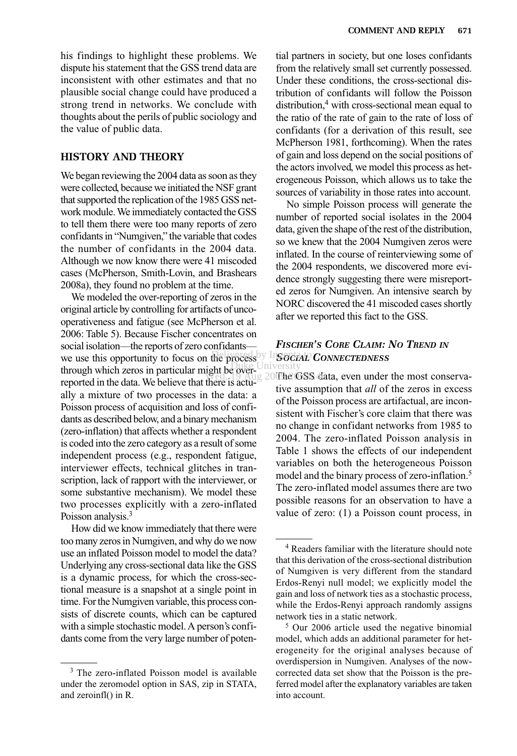his findings to highlight these problems. We dispute his statement that the GSS trend data are inconsistent with other estimates and that no plausible social change could have produced a strong trend in networks. We conclude with thoughts about the perils of public sociology and the value of public data.

## HISTORY AND THEORY

We began reviewing the 2004 data as soon as they were collected, because we initiated the NSF grant that supported the replication of the 1985 GSS network module. We immediately contacted the GSS to tell them there were too many reports of zero confidants in "Numgiven," the variable that codes the number of confidants in the 2004 data. Although we now know there were 41 miscoded cases (McPherson, Smith-Lovin, and Brashears 2008a), they found no problem at the time.

We modeled the over-reporting of zeros in the original article by controlling for artifacts of uncooperativeness and fatigue (see McPherson et al. 2006: Table 5). Because Fischer concentrates on social isolation—the reports of zero confidants—we use this opportunity to focus on the process through which zeros in particular might be over-reported in the data. We believe that there is actually a mixture of two processes in the data: a Poisson process of acquisition and loss of confidants as described below, and a binary mechanism (zero-inflation) that affects whether a respondent is coded into the zero category as a result of some independent process (e.g., respondent fatigue, interviewer effects, technical glitches in transcription, lack of rapport with the interviewer, or some substantive mechanism). We model these two processes explicitly with a zero-inflated Poisson analysis.[3]

How did we know immediately that there were too many zeros in Numgiven, and why do we now use an inflated Poisson model to model the data? Underlying any cross-sectional data like the GSS is a dynamic process, for which the cross-sectional measure is a snapshot at a single point in time. For the Numgiven variable, this process consists of discrete counts, which can be captured with a simple stochastic model. A person's confidants come from the very large number of potential partners in society, but one loses confidants from the relatively small set currently possessed. Under these conditions, the cross-sectional distribution of confidants will follow the Poisson distribution,[4] with cross-sectional mean equal to the ratio of the rate of gain to the rate of loss of confidants (for a derivation of this result, see McPherson 1981, forthcoming). When the rates of gain and loss depend on the social positions of the actors involved, we model this process as heterogeneous Poisson, which allows us to take the sources of variability in those rates into account.

No simple Poisson process will generate the number of reported social isolates in the 2004 data, given the shape of the rest of the distribution, so we knew that the 2004 Numgiven zeros were inflated. In the course of reinterviewing some of the 2004 respondents, we discovered more evidence strongly suggesting there were misreported zeros for Numgiven. An intensive search by NORC discovered the 41 miscoded cases shortly after we reported this fact to the GSS.

### *FISCHER'S CORE CLAIM: NO TREND IN SOCIAL CONNECTEDNESS*

The GSS data, even under the most conservative assumption that *all* of the zeros in excess of the Poisson process are artifactual, are inconsistent with Fischer's core claim that there was no change in confidant networks from 1985 to 2004. The zero-inflated Poisson analysis in Table 1 shows the effects of our independent variables on both the heterogeneous Poisson model and the binary process of zero-inflation.[5] The zero-inflated model assumes there are two possible reasons for an observation to have a value of zero: (1) a Poisson count process, in

---

[3] The zero-inflated Poisson model is available under the zeromodel option in SAS, zip in STATA, and zeroinfl() in R.

[4] Readers familiar with the literature should note that this derivation of the cross-sectional distribution of Numgiven is very different from the standard Erdos-Renyi null model; we explicitly model the gain and loss of network ties as a stochastic process, while the Erdos-Renyi approach randomly assigns network ties in a static network.

[5] Our 2006 article used the negative binomial model, which adds an additional parameter for heterogeneity for the original analyses because of overdispersion in Numgiven. Analyses of the now-corrected data set show that the Poisson is the preferred model after the explanatory variables are taken into account.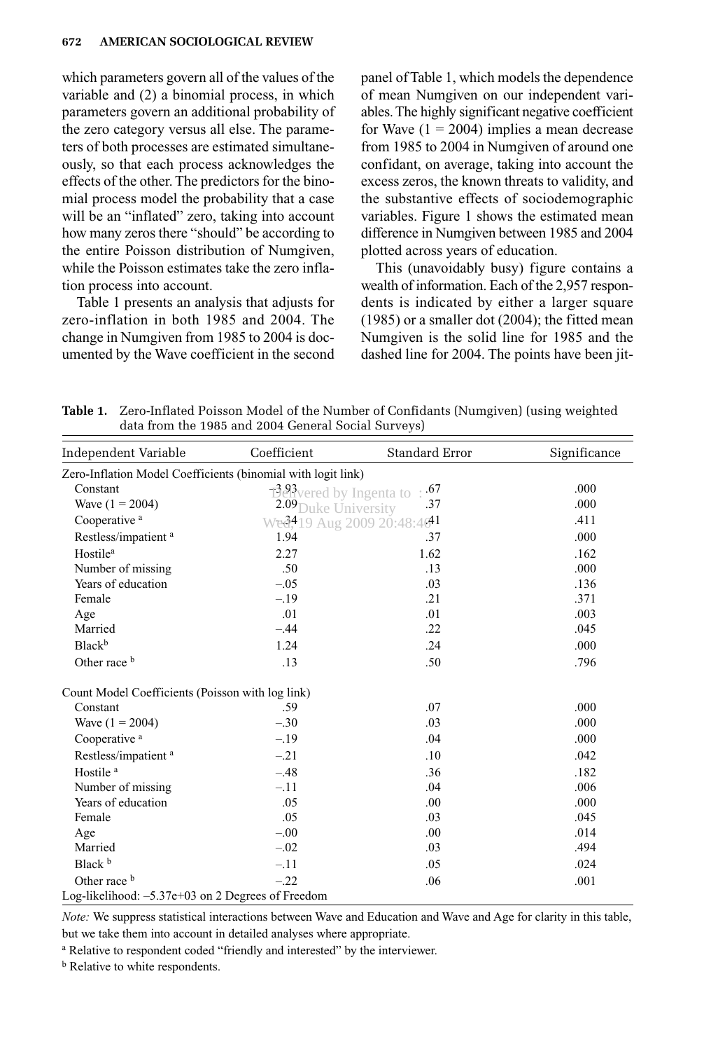which parameters govern all of the values of the variable and (2) a binomial process, in which parameters govern an additional probability of the zero category versus all else. The parameters of both processes are estimated simultaneously, so that each process acknowledges the effects of the other. The predictors for the binomial process model the probability that a case will be an "inflated" zero, taking into account how many zeros there "should" be according to the entire Poisson distribution of Numgiven, while the Poisson estimates take the zero inflation process into account.

Table 1 presents an analysis that adjusts for zero-inflation in both 1985 and 2004. The change in Numgiven from 1985 to 2004 is documented by the Wave coefficient in the second panel of Table 1, which models the dependence of mean Numgiven on our independent variables. The highly significant negative coefficient for Wave (1 = 2004) implies a mean decrease from 1985 to 2004 in Numgiven of around one confidant, on average, taking into account the excess zeros, the known threats to validity, and the substantive effects of sociodemographic variables. Figure 1 shows the estimated mean difference in Numgiven between 1985 and 2004 plotted across years of education.

This (unavoidably busy) figure contains a wealth of information. Each of the 2,957 respondents is indicated by either a larger square (1985) or a smaller dot (2004); the fitted mean Numgiven is the solid line for 1985 and the dashed line for 2004. The points have been jit-

**Table 1.** Zero-Inflated Poisson Model of the Number of Confidants (Numgiven) (using weighted data from the 1985 and 2004 General Social Surveys)

| Independent Variable | Coefficient | Standard Error | Significance |
|---|---|---|---|
| Zero-Inflation Model Coefficients (binomial with logit link) | | | |
| Constant | –3.93 | .67 | .000 |
| Wave (1 = 2004) | 2.09 | .37 | .000 |
| Cooperative [a] | –.34 | .41 | .411 |
| Restless/impatient [a] | 1.94 | .37 | .000 |
| Hostile[a] | 2.27 | 1.62 | .162 |
| Number of missing | .50 | .13 | .000 |
| Years of education | –.05 | .03 | .136 |
| Female | –.19 | .21 | .371 |
| Age | .01 | .01 | .003 |
| Married | –.44 | .22 | .045 |
| Black[b] | 1.24 | .24 | .000 |
| Other race [b] | .13 | .50 | .796 |
| Count Model Coefficients (Poisson with log link) | | | |
| Constant | .59 | .07 | .000 |
| Wave (1 = 2004) | –.30 | .03 | .000 |
| Cooperative [a] | –.19 | .04 | .000 |
| Restless/impatient [a] | –.21 | .10 | .042 |
| Hostile [a] | –.48 | .36 | .182 |
| Number of missing | –.11 | .04 | .006 |
| Years of education | .05 | .00 | .000 |
| Female | .05 | .03 | .045 |
| Age | –.00 | .00 | .014 |
| Married | –.02 | .03 | .494 |
| Black [b] | –.11 | .05 | .024 |
| Other race [b] | –.22 | .06 | .001 |
| Log-likelihood: –5.37e+03 on 2 Degrees of Freedom | | | |

*Note:* We suppress statistical interactions between Wave and Education and Wave and Age for clarity in this table, but we take them into account in detailed analyses where appropriate.

[a] Relative to respondent coded "friendly and interested" by the interviewer.

[b] Relative to white respondents.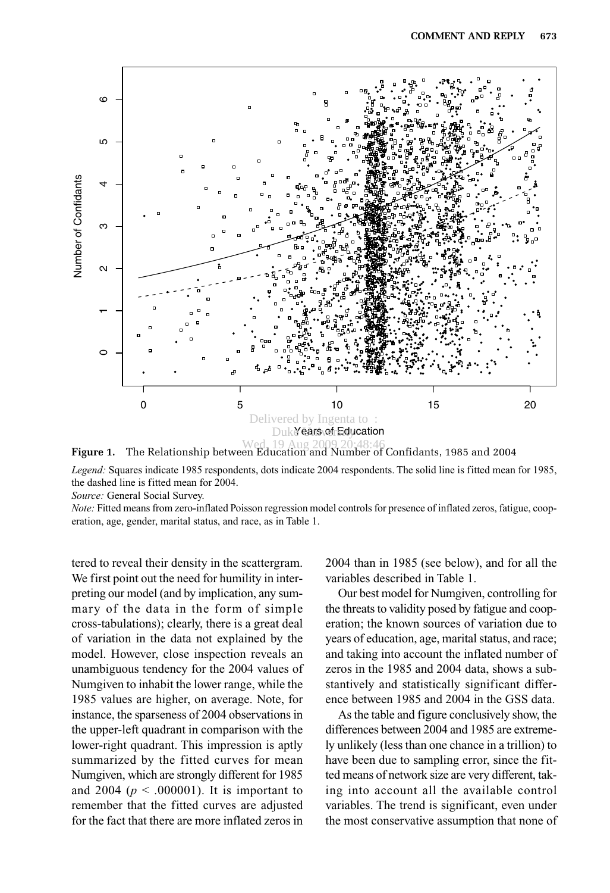**Figure 1.** The Relationship between Education and Number of Confidants, 1985 and 2004

*Legend:* Squares indicate 1985 respondents, dots indicate 2004 respondents. The solid line is fitted mean for 1985, the dashed line is fitted mean for 2004.

*Source:* General Social Survey.

*Note:* Fitted means from zero-inflated Poisson regression model controls for presence of inflated zeros, fatigue, cooperation, age, gender, marital status, and race, as in Table 1.

tered to reveal their density in the scattergram. We first point out the need for humility in interpreting our model (and by implication, any summary of the data in the form of simple cross-tabulations); clearly, there is a great deal of variation in the data not explained by the model. However, close inspection reveals an unambiguous tendency for the 2004 values of Numgiven to inhabit the lower range, while the 1985 values are higher, on average. Note, for instance, the sparseness of 2004 observations in the upper-left quadrant in comparison with the lower-right quadrant. This impression is aptly summarized by the fitted curves for mean Numgiven, which are strongly different for 1985 and 2004 ($p < .000001$). It is important to remember that the fitted curves are adjusted for the fact that there are more inflated zeros in 2004 than in 1985 (see below), and for all the variables described in Table 1.

Our best model for Numgiven, controlling for the threats to validity posed by fatigue and cooperation; the known sources of variation due to years of education, age, marital status, and race; and taking into account the inflated number of zeros in the 1985 and 2004 data, shows a substantively and statistically significant difference between 1985 and 2004 in the GSS data.

As the table and figure conclusively show, the differences between 2004 and 1985 are extremely unlikely (less than one chance in a trillion) to have been due to sampling error, since the fitted means of network size are very different, taking into account all the available control variables. The trend is significant, even under the most conservative assumption that none of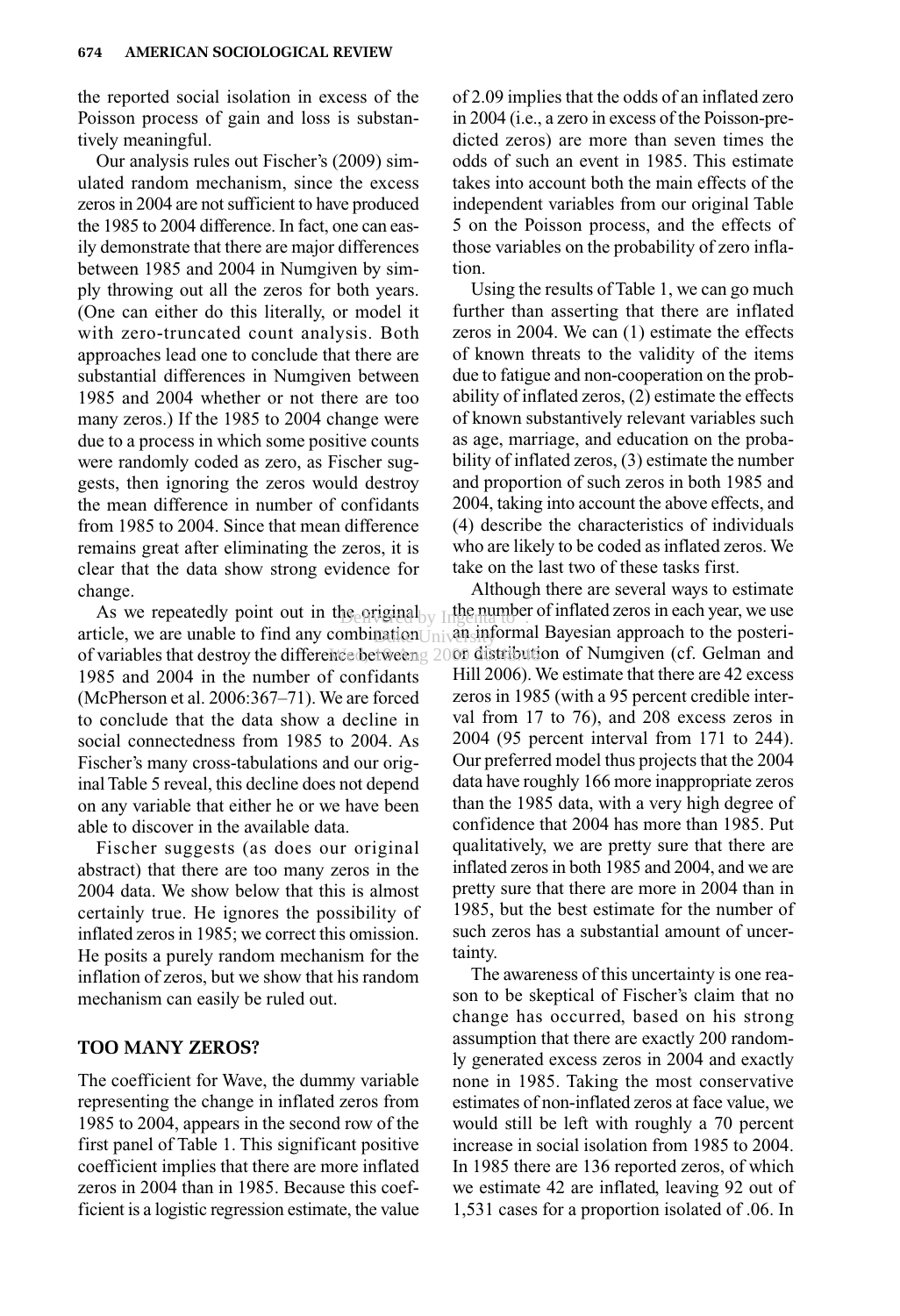the reported social isolation in excess of the Poisson process of gain and loss is substantively meaningful.

Our analysis rules out Fischer's (2009) simulated random mechanism, since the excess zeros in 2004 are not sufficient to have produced the 1985 to 2004 difference. In fact, one can easily demonstrate that there are major differences between 1985 and 2004 in Numgiven by simply throwing out all the zeros for both years. (One can either do this literally, or model it with zero-truncated count analysis. Both approaches lead one to conclude that there are substantial differences in Numgiven between 1985 and 2004 whether or not there are too many zeros.) If the 1985 to 2004 change were due to a process in which some positive counts were randomly coded as zero, as Fischer suggests, then ignoring the zeros would destroy the mean difference in number of confidants from 1985 to 2004. Since that mean difference remains great after eliminating the zeros, it is clear that the data show strong evidence for change.

As we repeatedly point out in the original article, we are unable to find any combination of variables that destroy the difference between 1985 and 2004 in the number of confidants (McPherson et al. 2006:367–71). We are forced to conclude that the data show a decline in social connectedness from 1985 to 2004. As Fischer's many cross-tabulations and our original Table 5 reveal, this decline does not depend on any variable that either he or we have been able to discover in the available data.

Fischer suggests (as does our original abstract) that there are too many zeros in the 2004 data. We show below that this is almost certainly true. He ignores the possibility of inflated zeros in 1985; we correct this omission. He posits a purely random mechanism for the inflation of zeros, but we show that his random mechanism can easily be ruled out.

## TOO MANY ZEROS?

The coefficient for Wave, the dummy variable representing the change in inflated zeros from 1985 to 2004, appears in the second row of the first panel of Table 1. This significant positive coefficient implies that there are more inflated zeros in 2004 than in 1985. Because this coefficient is a logistic regression estimate, the value of 2.09 implies that the odds of an inflated zero in 2004 (i.e., a zero in excess of the Poisson-predicted zeros) are more than seven times the odds of such an event in 1985. This estimate takes into account both the main effects of the independent variables from our original Table 5 on the Poisson process, and the effects of those variables on the probability of zero inflation.

Using the results of Table 1, we can go much further than asserting that there are inflated zeros in 2004. We can (1) estimate the effects of known threats to the validity of the items due to fatigue and non-cooperation on the probability of inflated zeros, (2) estimate the effects of known substantively relevant variables such as age, marriage, and education on the probability of inflated zeros, (3) estimate the number and proportion of such zeros in both 1985 and 2004, taking into account the above effects, and (4) describe the characteristics of individuals who are likely to be coded as inflated zeros. We take on the last two of these tasks first.

Although there are several ways to estimate the number of inflated zeros in each year, we use an informal Bayesian approach to the posterior distribution of Numgiven (cf. Gelman and Hill 2006). We estimate that there are 42 excess zeros in 1985 (with a 95 percent credible interval from 17 to 76), and 208 excess zeros in 2004 (95 percent interval from 171 to 244). Our preferred model thus projects that the 2004 data have roughly 166 more inappropriate zeros than the 1985 data, with a very high degree of confidence that 2004 has more than 1985. Put qualitatively, we are pretty sure that there are inflated zeros in both 1985 and 2004, and we are pretty sure that there are more in 2004 than in 1985, but the best estimate for the number of such zeros has a substantial amount of uncertainty.

The awareness of this uncertainty is one reason to be skeptical of Fischer's claim that no change has occurred, based on his strong assumption that there are exactly 200 randomly generated excess zeros in 2004 and exactly none in 1985. Taking the most conservative estimates of non-inflated zeros at face value, we would still be left with roughly a 70 percent increase in social isolation from 1985 to 2004. In 1985 there are 136 reported zeros, of which we estimate 42 are inflated, leaving 92 out of 1,531 cases for a proportion isolated of .06. In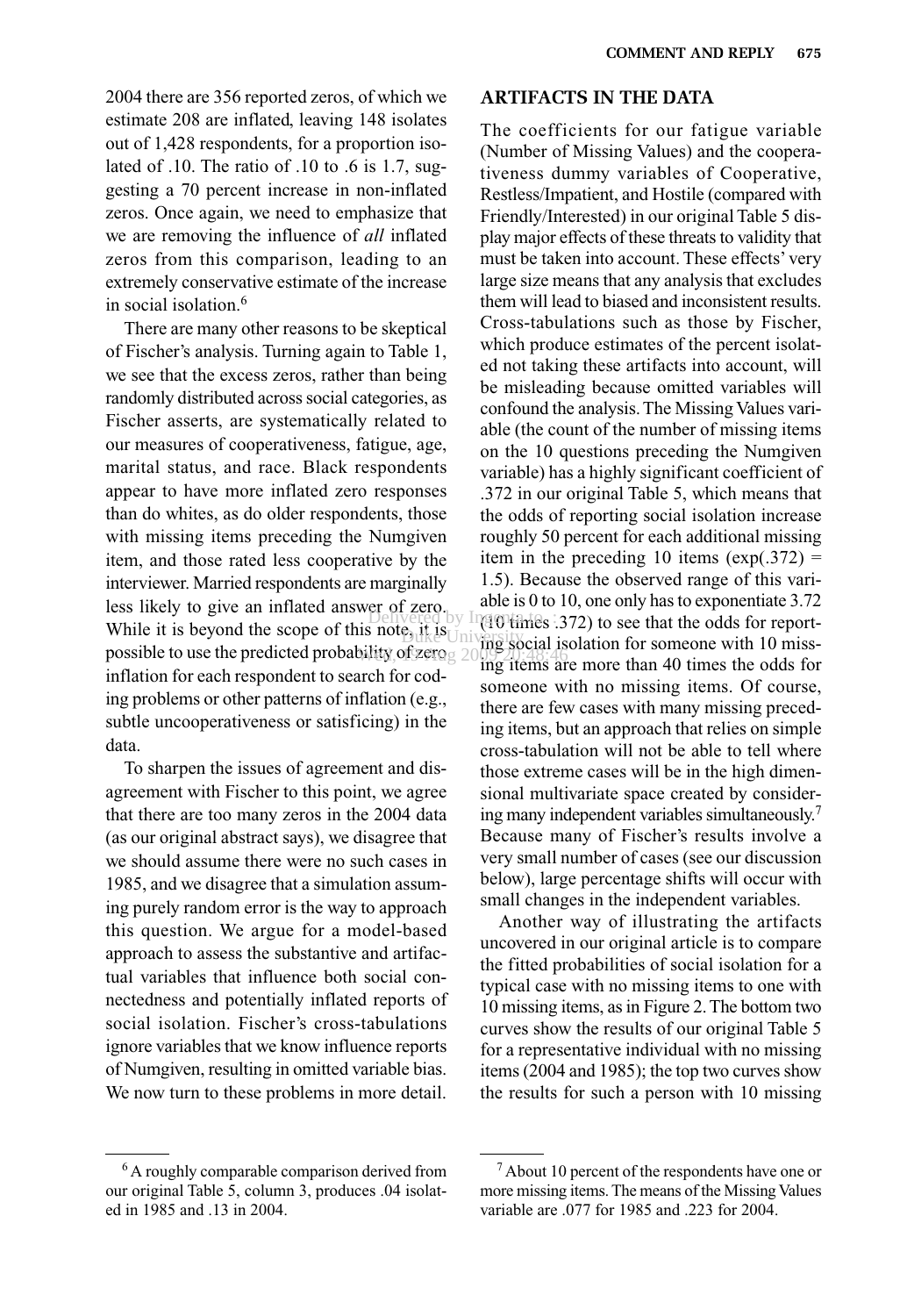2004 there are 356 reported zeros, of which we estimate 208 are inflated, leaving 148 isolates out of 1,428 respondents, for a proportion isolated of .10. The ratio of .10 to .6 is 1.7, suggesting a 70 percent increase in non-inflated zeros. Once again, we need to emphasize that we are removing the influence of *all* inflated zeros from this comparison, leading to an extremely conservative estimate of the increase in social isolation.[6]

There are many other reasons to be skeptical of Fischer's analysis. Turning again to Table 1, we see that the excess zeros, rather than being randomly distributed across social categories, as Fischer asserts, are systematically related to our measures of cooperativeness, fatigue, age, marital status, and race. Black respondents appear to have more inflated zero responses than do whites, as do older respondents, those with missing items preceding the Numgiven item, and those rated less cooperative by the interviewer. Married respondents are marginally less likely to give an inflated answer of zero. While it is beyond the scope of this note, it is possible to use the predicted probability of zero inflation for each respondent to search for coding problems or other patterns of inflation (e.g., subtle uncooperativeness or satisficing) in the data.

To sharpen the issues of agreement and disagreement with Fischer to this point, we agree that there are too many zeros in the 2004 data (as our original abstract says), we disagree that we should assume there were no such cases in 1985, and we disagree that a simulation assuming purely random error is the way to approach this question. We argue for a model-based approach to assess the substantive and artifactual variables that influence both social connectedness and potentially inflated reports of social isolation. Fischer's cross-tabulations ignore variables that we know influence reports of Numgiven, resulting in omitted variable bias. We now turn to these problems in more detail.

## ARTIFACTS IN THE DATA

The coefficients for our fatigue variable (Number of Missing Values) and the cooperativeness dummy variables of Cooperative, Restless/Impatient, and Hostile (compared with Friendly/Interested) in our original Table 5 display major effects of these threats to validity that must be taken into account. These effects' very large size means that any analysis that excludes them will lead to biased and inconsistent results. Cross-tabulations such as those by Fischer, which produce estimates of the percent isolated not taking these artifacts into account, will be misleading because omitted variables will confound the analysis. The Missing Values variable (the count of the number of missing items on the 10 questions preceding the Numgiven variable) has a highly significant coefficient of .372 in our original Table 5, which means that the odds of reporting social isolation increase roughly 50 percent for each additional missing item in the preceding 10 items ($\exp(.372) = 1.5$). Because the observed range of this variable is 0 to 10, one only has to exponentiate 3.72 (10 times .372) to see that the odds for reporting social isolation for someone with 10 missing items are more than 40 times the odds for someone with no missing items. Of course, there are few cases with many missing preceding items, but an approach that relies on simple cross-tabulation will not be able to tell where those extreme cases will be in the high dimensional multivariate space created by considering many independent variables simultaneously.[7] Because many of Fischer's results involve a very small number of cases (see our discussion below), large percentage shifts will occur with small changes in the independent variables.

Another way of illustrating the artifacts uncovered in our original article is to compare the fitted probabilities of social isolation for a typical case with no missing items to one with 10 missing items, as in Figure 2. The bottom two curves show the results of our original Table 5 for a representative individual with no missing items (2004 and 1985); the top two curves show the results for such a person with 10 missing

---

[6] A roughly comparable comparison derived from our original Table 5, column 3, produces .04 isolated in 1985 and .13 in 2004.

[7] About 10 percent of the respondents have one or more missing items. The means of the Missing Values variable are .077 for 1985 and .223 for 2004.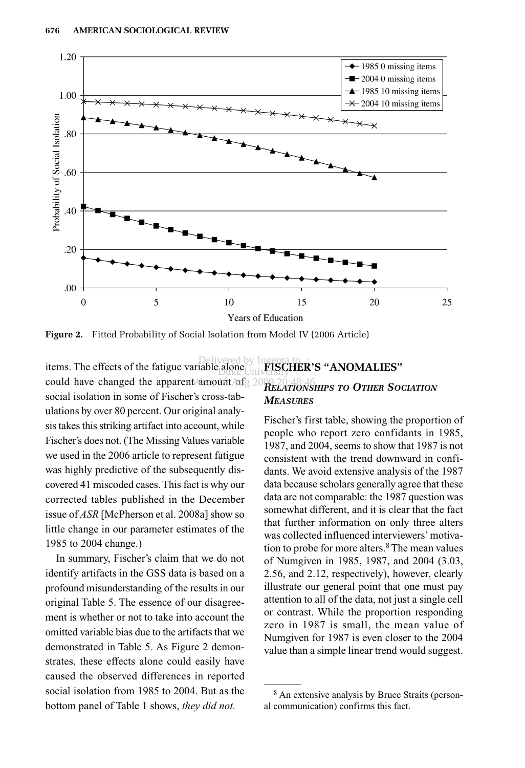Figure 2. Fitted Probability of Social Isolation from Model IV (2006 Article)

items. The effects of the fatigue variable alone could have changed the apparent amount of social isolation in some of Fischer's cross-tabulations by over 80 percent. Our original analysis takes this striking artifact into account, while Fischer's does not. (The Missing Values variable we used in the 2006 article to represent fatigue was highly predictive of the subsequently discovered 41 miscoded cases. This fact is why our corrected tables published in the December issue of *ASR* [McPherson et al. 2008a] show so little change in our parameter estimates of the 1985 to 2004 change.)

In summary, Fischer's claim that we do not identify artifacts in the GSS data is based on a profound misunderstanding of the results in our original Table 5. The essence of our disagreement is whether or not to take into account the omitted variable bias due to the artifacts that we demonstrated in Table 5. As Figure 2 demonstrates, these effects alone could easily have caused the observed differences in reported social isolation from 1985 to 2004. But as the bottom panel of Table 1 shows, *they did not.*

## FISCHER'S "ANOMALIES"

### *RELATIONSHIPS TO OTHER SOCIATION MEASURES*

Fischer's first table, showing the proportion of people who report zero confidants in 1985, 1987, and 2004, seems to show that 1987 is not consistent with the trend downward in confidants. We avoid extensive analysis of the 1987 data because scholars generally agree that these data are not comparable: the 1987 question was somewhat different, and it is clear that the fact that further information on only three alters was collected influenced interviewers' motivation to probe for more alters.[8] The mean values of Numgiven in 1985, 1987, and 2004 (3.03, 2.56, and 2.12, respectively), however, clearly illustrate our general point that one must pay attention to all of the data, not just a single cell or contrast. While the proportion responding zero in 1987 is small, the mean value of Numgiven for 1987 is even closer to the 2004 value than a simple linear trend would suggest.

[8] An extensive analysis by Bruce Straits (personal communication) confirms this fact.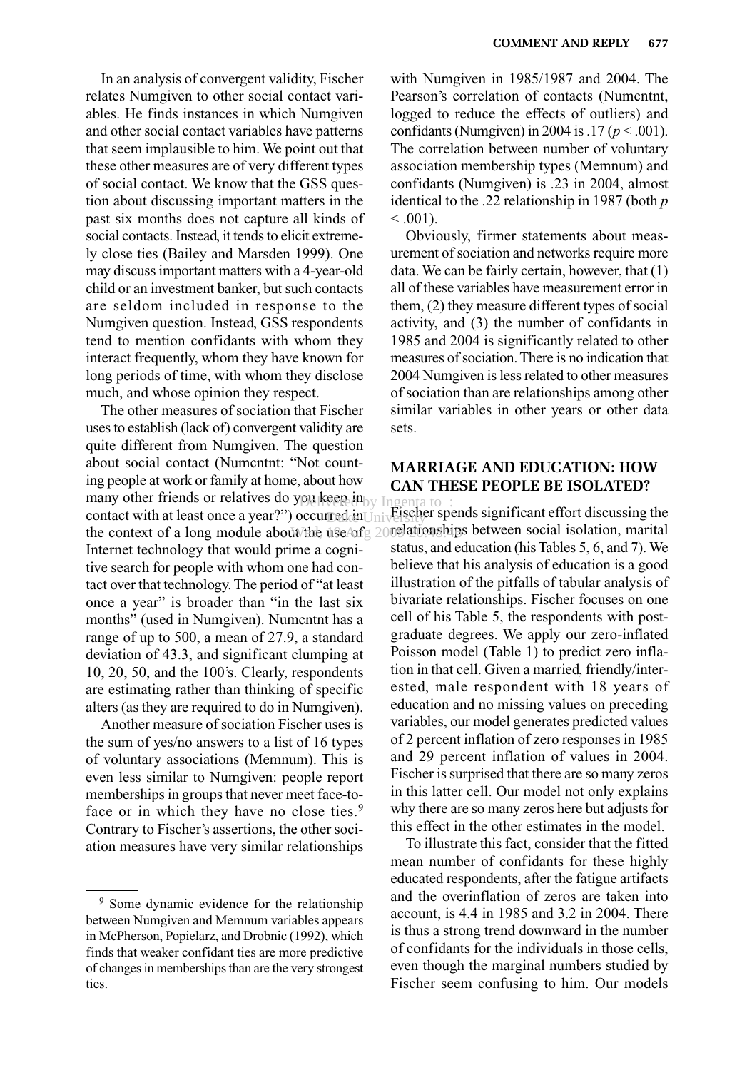In an analysis of convergent validity, Fischer relates Numgiven to other social contact variables. He finds instances in which Numgiven and other social contact variables have patterns that seem implausible to him. We point out that these other measures are of very different types of social contact. We know that the GSS question about discussing important matters in the past six months does not capture all kinds of social contacts. Instead, it tends to elicit extremely close ties (Bailey and Marsden 1999). One may discuss important matters with a 4-year-old child or an investment banker, but such contacts are seldom included in response to the Numgiven question. Instead, GSS respondents tend to mention confidants with whom they interact frequently, whom they have known for long periods of time, with whom they disclose much, and whose opinion they respect.

The other measures of sociation that Fischer uses to establish (lack of) convergent validity are quite different from Numgiven. The question about social contact (Numcntnt: "Not counting people at work or family at home, about how many other friends or relatives do you keep in contact with at least once a year?") occurred in the context of a long module about the use of Internet technology that would prime a cognitive search for people with whom one had contact over that technology. The period of "at least once a year" is broader than "in the last six months" (used in Numgiven). Numcntnt has a range of up to 500, a mean of 27.9, a standard deviation of 43.3, and significant clumping at 10, 20, 50, and the 100's. Clearly, respondents are estimating rather than thinking of specific alters (as they are required to do in Numgiven).

Another measure of sociation Fischer uses is the sum of yes/no answers to a list of 16 types of voluntary associations (Memnum). This is even less similar to Numgiven: people report memberships in groups that never meet face-to-face or in which they have no close ties.[9] Contrary to Fischer's assertions, the other sociation measures have very similar relationships with Numgiven in 1985/1987 and 2004. The Pearson's correlation of contacts (Numcntnt, logged to reduce the effects of outliers) and confidants (Numgiven) in 2004 is .17 ($p < .001$). The correlation between number of voluntary association membership types (Memnum) and confidants (Numgiven) is .23 in 2004, almost identical to the .22 relationship in 1987 (both $p < .001$).

Obviously, firmer statements about measurement of sociation and networks require more data. We can be fairly certain, however, that (1) all of these variables have measurement error in them, (2) they measure different types of social activity, and (3) the number of confidants in 1985 and 2004 is significantly related to other measures of sociation. There is no indication that 2004 Numgiven is less related to other measures of sociation than are relationships among other similar variables in other years or other data sets.

## MARRIAGE AND EDUCATION: HOW CAN THESE PEOPLE BE ISOLATED?

Fischer spends significant effort discussing the relationships between social isolation, marital status, and education (his Tables 5, 6, and 7). We believe that his analysis of education is a good illustration of the pitfalls of tabular analysis of bivariate relationships. Fischer focuses on one cell of his Table 5, the respondents with postgraduate degrees. We apply our zero-inflated Poisson model (Table 1) to predict zero inflation in that cell. Given a married, friendly/interested, male respondent with 18 years of education and no missing values on preceding variables, our model generates predicted values of 2 percent inflation of zero responses in 1985 and 29 percent inflation of values in 2004. Fischer is surprised that there are so many zeros in this latter cell. Our model not only explains why there are so many zeros here but adjusts for this effect in the other estimates in the model.

To illustrate this fact, consider that the fitted mean number of confidants for these highly educated respondents, after the fatigue artifacts and the overinflation of zeros are taken into account, is 4.4 in 1985 and 3.2 in 2004. There is thus a strong trend downward in the number of confidants for the individuals in those cells, even though the marginal numbers studied by Fischer seem confusing to him. Our models

[9] Some dynamic evidence for the relationship between Numgiven and Memnum variables appears in McPherson, Popielarz, and Drobnic (1992), which finds that weaker confidant ties are more predictive of changes in memberships than are the very strongest ties.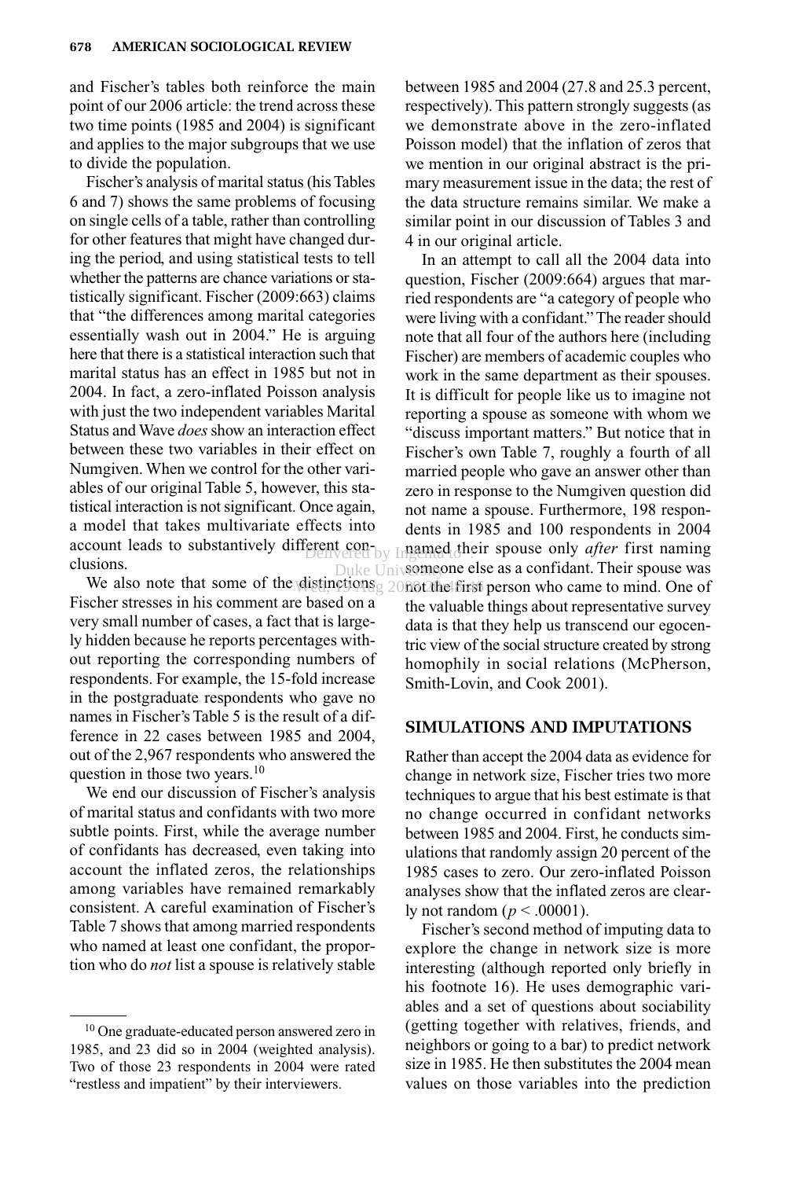and Fischer's tables both reinforce the main point of our 2006 article: the trend across these two time points (1985 and 2004) is significant and applies to the major subgroups that we use to divide the population.

Fischer's analysis of marital status (his Tables 6 and 7) shows the same problems of focusing on single cells of a table, rather than controlling for other features that might have changed during the period, and using statistical tests to tell whether the patterns are chance variations or statistically significant. Fischer (2009:663) claims that "the differences among marital categories essentially wash out in 2004." He is arguing here that there is a statistical interaction such that marital status has an effect in 1985 but not in 2004. In fact, a zero-inflated Poisson analysis with just the two independent variables Marital Status and Wave *does* show an interaction effect between these two variables in their effect on Numgiven. When we control for the other variables of our original Table 5, however, this statistical interaction is not significant. Once again, a model that takes multivariate effects into account leads to substantively different conclusions.

We also note that some of the distinctions Fischer stresses in his comment are based on a very small number of cases, a fact that is largely hidden because he reports percentages without reporting the corresponding numbers of respondents. For example, the 15-fold increase in the postgraduate respondents who gave no names in Fischer's Table 5 is the result of a difference in 22 cases between 1985 and 2004, out of the 2,967 respondents who answered the question in those two years.[10]

We end our discussion of Fischer's analysis of marital status and confidants with two more subtle points. First, while the average number of confidants has decreased, even taking into account the inflated zeros, the relationships among variables have remained remarkably consistent. A careful examination of Fischer's Table 7 shows that among married respondents who named at least one confidant, the proportion who do *not* list a spouse is relatively stable between 1985 and 2004 (27.8 and 25.3 percent, respectively). This pattern strongly suggests (as we demonstrate above in the zero-inflated Poisson model) that the inflation of zeros that we mention in our original abstract is the primary measurement issue in the data; the rest of the data structure remains similar. We make a similar point in our discussion of Tables 3 and 4 in our original article.

In an attempt to call all the 2004 data into question, Fischer (2009:664) argues that married respondents are "a category of people who were living with a confidant." The reader should note that all four of the authors here (including Fischer) are members of academic couples who work in the same department as their spouses. It is difficult for people like us to imagine not reporting a spouse as someone with whom we "discuss important matters." But notice that in Fischer's own Table 7, roughly a fourth of all married people who gave an answer other than zero in response to the Numgiven question did not name a spouse. Furthermore, 198 respondents in 1985 and 100 respondents in 2004 named their spouse only *after* first naming someone else as a confidant. Their spouse was not the first person who came to mind. One of the valuable things about representative survey data is that they help us transcend our egocentric view of the social structure created by strong homophily in social relations (McPherson, Smith-Lovin, and Cook 2001).

## SIMULATIONS AND IMPUTATIONS

Rather than accept the 2004 data as evidence for change in network size, Fischer tries two more techniques to argue that his best estimate is that no change occurred in confidant networks between 1985 and 2004. First, he conducts simulations that randomly assign 20 percent of the 1985 cases to zero. Our zero-inflated Poisson analyses show that the inflated zeros are clearly not random ($p < .00001$).

Fischer's second method of imputing data to explore the change in network size is more interesting (although reported only briefly in his footnote 16). He uses demographic variables and a set of questions about sociability (getting together with relatives, friends, and neighbors or going to a bar) to predict network size in 1985. He then substitutes the 2004 mean values on those variables into the prediction

---

[10] One graduate-educated person answered zero in 1985, and 23 did so in 2004 (weighted analysis). Two of those 23 respondents in 2004 were rated "restless and impatient" by their interviewers.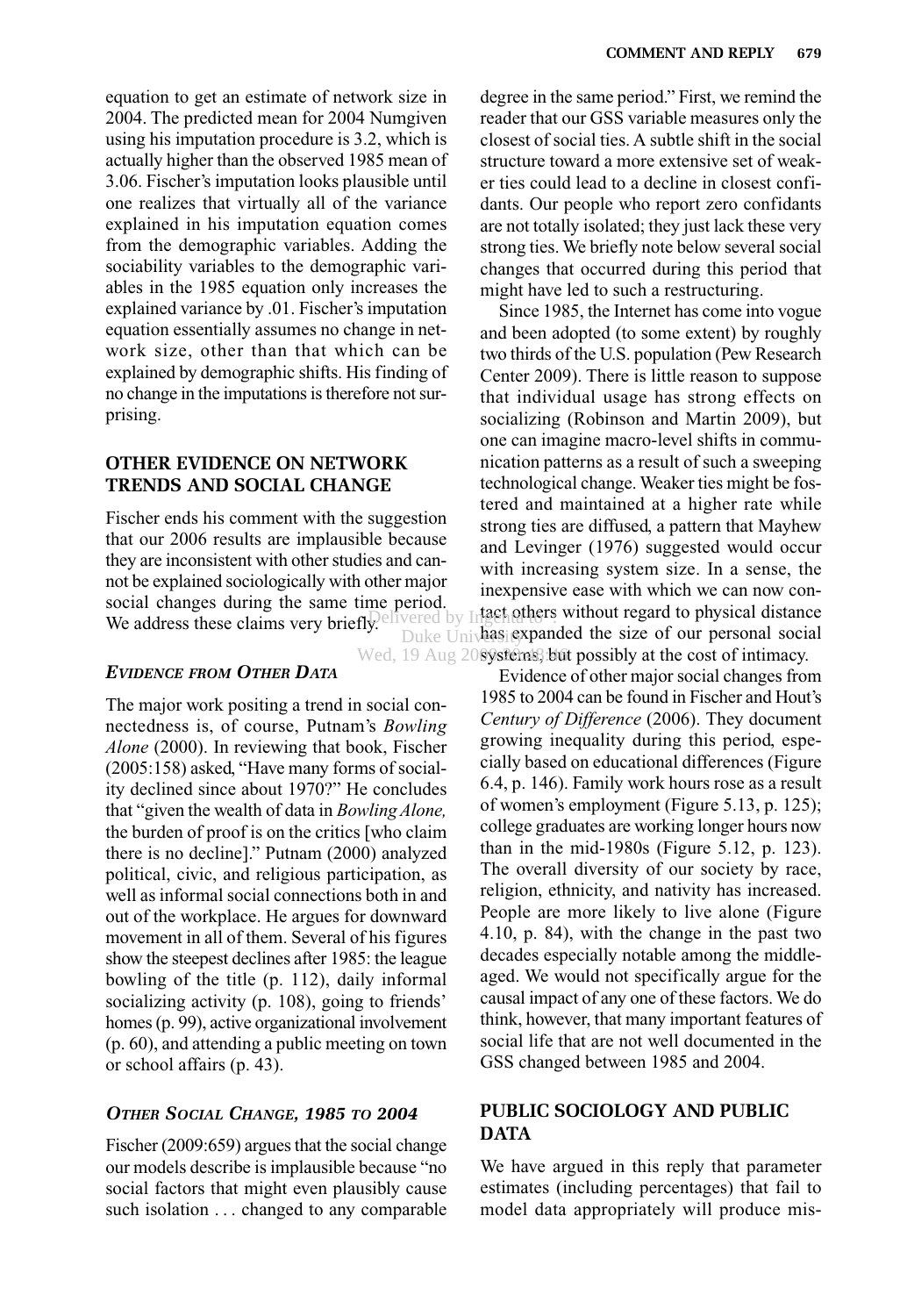equation to get an estimate of network size in 2004. The predicted mean for 2004 Numgiven using his imputation procedure is 3.2, which is actually higher than the observed 1985 mean of 3.06. Fischer's imputation looks plausible until one realizes that virtually all of the variance explained in his imputation equation comes from the demographic variables. Adding the sociability variables to the demographic variables in the 1985 equation only increases the explained variance by .01. Fischer's imputation equation essentially assumes no change in network size, other than that which can be explained by demographic shifts. His finding of no change in the imputations is therefore not surprising.

## OTHER EVIDENCE ON NETWORK TRENDS AND SOCIAL CHANGE

Fischer ends his comment with the suggestion that our 2006 results are implausible because they are inconsistent with other studies and cannot be explained sociologically with other major social changes during the same time period. We address these claims very briefly.

### *EVIDENCE FROM OTHER DATA*

The major work positing a trend in social connectedness is, of course, Putnam's *Bowling Alone* (2000). In reviewing that book, Fischer (2005:158) asked, "Have many forms of sociality declined since about 1970?" He concludes that "given the wealth of data in *Bowling Alone,* the burden of proof is on the critics [who claim there is no decline]." Putnam (2000) analyzed political, civic, and religious participation, as well as informal social connections both in and out of the workplace. He argues for downward movement in all of them. Several of his figures show the steepest declines after 1985: the league bowling of the title (p. 112), daily informal socializing activity (p. 108), going to friends' homes (p. 99), active organizational involvement (p. 60), and attending a public meeting on town or school affairs (p. 43).

### *OTHER SOCIAL CHANGE, 1985 TO 2004*

Fischer (2009:659) argues that the social change our models describe is implausible because "no social factors that might even plausibly cause such isolation . . . changed to any comparable degree in the same period." First, we remind the reader that our GSS variable measures only the closest of social ties. A subtle shift in the social structure toward a more extensive set of weaker ties could lead to a decline in closest confidants. Our people who report zero confidants are not totally isolated; they just lack these very strong ties. We briefly note below several social changes that occurred during this period that might have led to such a restructuring.

Since 1985, the Internet has come into vogue and been adopted (to some extent) by roughly two thirds of the U.S. population (Pew Research Center 2009). There is little reason to suppose that individual usage has strong effects on socializing (Robinson and Martin 2009), but one can imagine macro-level shifts in communication patterns as a result of such a sweeping technological change. Weaker ties might be fostered and maintained at a higher rate while strong ties are diffused, a pattern that Mayhew and Levinger (1976) suggested would occur with increasing system size. In a sense, the inexpensive ease with which we can now contact others without regard to physical distance has expanded the size of our personal social systems, but possibly at the cost of intimacy.

Evidence of other major social changes from 1985 to 2004 can be found in Fischer and Hout's *Century of Difference* (2006). They document growing inequality during this period, especially based on educational differences (Figure 6.4, p. 146). Family work hours rose as a result of women's employment (Figure 5.13, p. 125); college graduates are working longer hours now than in the mid-1980s (Figure 5.12, p. 123). The overall diversity of our society by race, religion, ethnicity, and nativity has increased. People are more likely to live alone (Figure 4.10, p. 84), with the change in the past two decades especially notable among the middle-aged. We would not specifically argue for the causal impact of any one of these factors. We do think, however, that many important features of social life that are not well documented in the GSS changed between 1985 and 2004.

## PUBLIC SOCIOLOGY AND PUBLIC DATA

We have argued in this reply that parameter estimates (including percentages) that fail to model data appropriately will produce mis-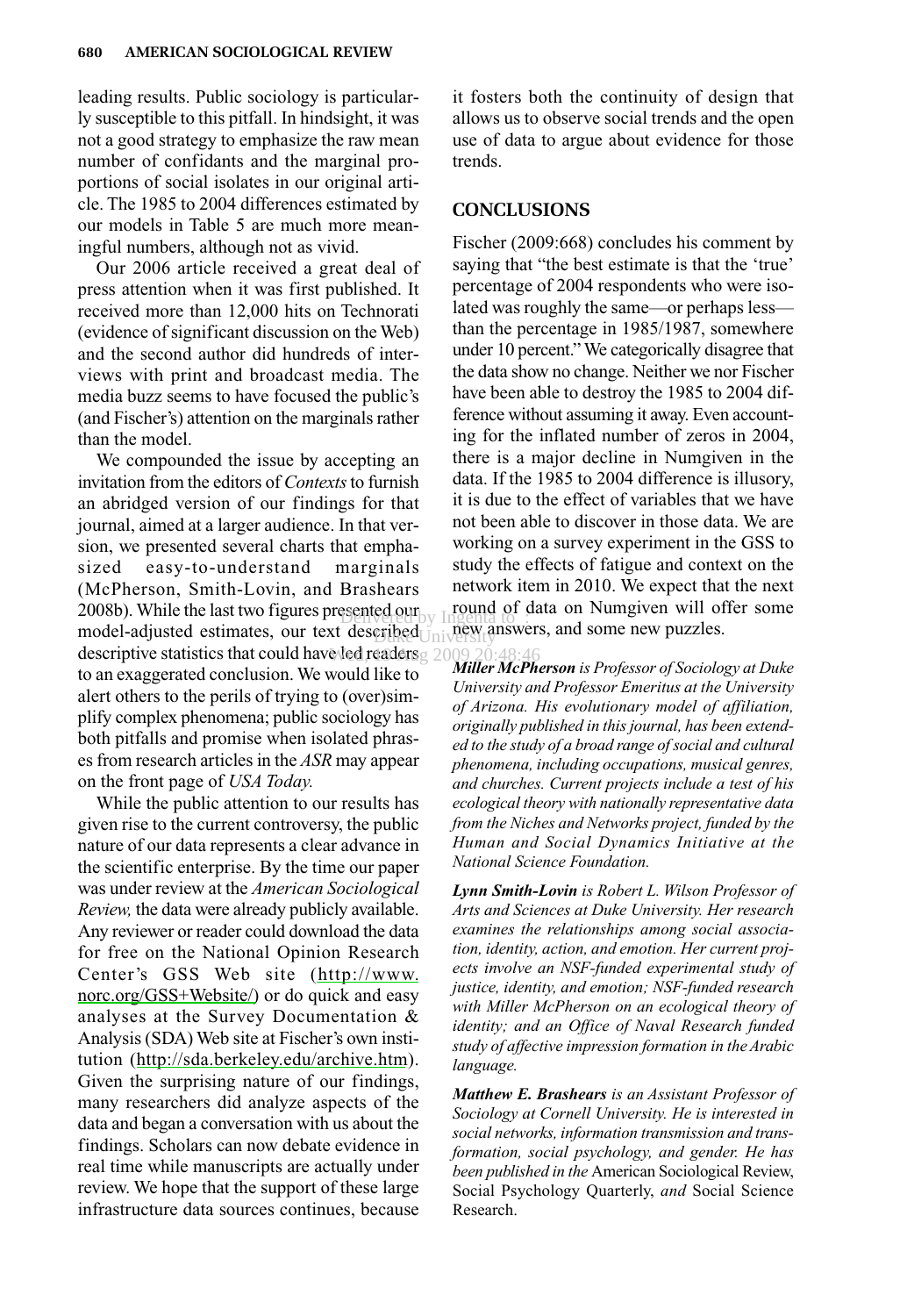leading results. Public sociology is particularly susceptible to this pitfall. In hindsight, it was not a good strategy to emphasize the raw mean number of confidants and the marginal proportions of social isolates in our original article. The 1985 to 2004 differences estimated by our models in Table 5 are much more meaningful numbers, although not as vivid.

Our 2006 article received a great deal of press attention when it was first published. It received more than 12,000 hits on Technorati (evidence of significant discussion on the Web) and the second author did hundreds of interviews with print and broadcast media. The media buzz seems to have focused the public's (and Fischer's) attention on the marginals rather than the model.

We compounded the issue by accepting an invitation from the editors of *Contexts* to furnish an abridged version of our findings for that journal, aimed at a larger audience. In that version, we presented several charts that emphasized easy-to-understand marginals (McPherson, Smith-Lovin, and Brashears 2008b). While the last two figures presented our model-adjusted estimates, our text described descriptive statistics that could have led readers to an exaggerated conclusion. We would like to alert others to the perils of trying to (over)simplify complex phenomena; public sociology has both pitfalls and promise when isolated phrases from research articles in the *ASR* may appear on the front page of *USA Today.*

While the public attention to our results has given rise to the current controversy, the public nature of our data represents a clear advance in the scientific enterprise. By the time our paper was under review at the *American Sociological Review,* the data were already publicly available. Any reviewer or reader could download the data for free on the National Opinion Research Center's GSS Web site (http://www.norc.org/GSS+Website/) or do quick and easy analyses at the Survey Documentation & Analysis (SDA) Web site at Fischer's own institution (http://sda.berkeley.edu/archive.htm). Given the surprising nature of our findings, many researchers did analyze aspects of the data and began a conversation with us about the findings. Scholars can now debate evidence in real time while manuscripts are actually under review. We hope that the support of these large infrastructure data sources continues, because it fosters both the continuity of design that allows us to observe social trends and the open use of data to argue about evidence for those trends.

## CONCLUSIONS

Fischer (2009:668) concludes his comment by saying that "the best estimate is that the 'true' percentage of 2004 respondents who were isolated was roughly the same—or perhaps less—than the percentage in 1985/1987, somewhere under 10 percent." We categorically disagree that the data show no change. Neither we nor Fischer have been able to destroy the 1985 to 2004 difference without assuming it away. Even accounting for the inflated number of zeros in 2004, there is a major decline in Numgiven in the data. If the 1985 to 2004 difference is illusory, it is due to the effect of variables that we have not been able to discover in those data. We are working on a survey experiment in the GSS to study the effects of fatigue and context on the network item in 2010. We expect that the next round of data on Numgiven will offer some new answers, and some new puzzles.

***Miller McPherson*** *is Professor of Sociology at Duke University and Professor Emeritus at the University of Arizona. His evolutionary model of affiliation, originally published in this journal, has been extended to the study of a broad range of social and cultural phenomena, including occupations, musical genres, and churches. Current projects include a test of his ecological theory with nationally representative data from the Niches and Networks project, funded by the Human and Social Dynamics Initiative at the National Science Foundation.*

***Lynn Smith-Lovin*** *is Robert L. Wilson Professor of Arts and Sciences at Duke University. Her research examines the relationships among social association, identity, action, and emotion. Her current projects involve an NSF-funded experimental study of justice, identity, and emotion; NSF-funded research with Miller McPherson on an ecological theory of identity; and an Office of Naval Research funded study of affective impression formation in the Arabic language.*

***Matthew E. Brashears*** *is an Assistant Professor of Sociology at Cornell University. He is interested in social networks, information transmission and transformation, social psychology, and gender. He has been published in the* American Sociological Review, Social Psychology Quarterly, *and* Social Science Research.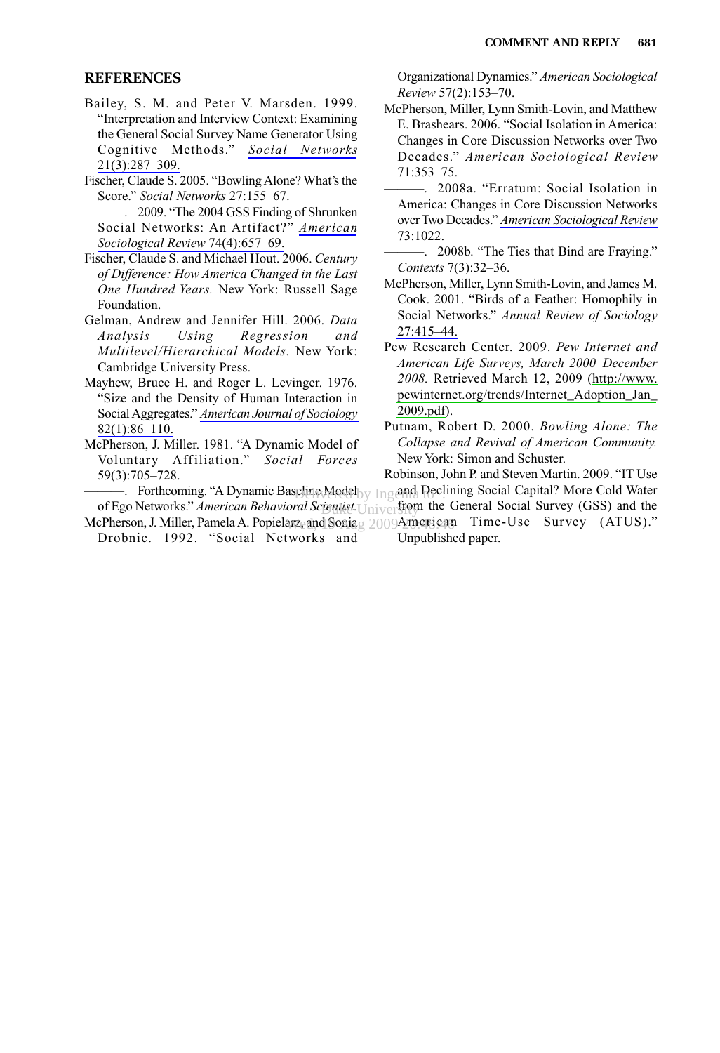## REFERENCES

Bailey, S. M. and Peter V. Marsden. 1999. "Interpretation and Interview Context: Examining the General Social Survey Name Generator Using Cognitive Methods." *Social Networks* 21(3):287–309.

Fischer, Claude S. 2005. "Bowling Alone? What's the Score." *Social Networks* 27:155–67.

———. 2009. "The 2004 GSS Finding of Shrunken Social Networks: An Artifact?" *American Sociological Review* 74(4):657–69.

Fischer, Claude S. and Michael Hout. 2006. *Century of Difference: How America Changed in the Last One Hundred Years.* New York: Russell Sage Foundation.

Gelman, Andrew and Jennifer Hill. 2006. *Data Analysis Using Regression and Multilevel/Hierarchical Models.* New York: Cambridge University Press.

Mayhew, Bruce H. and Roger L. Levinger. 1976. "Size and the Density of Human Interaction in Social Aggregates." *American Journal of Sociology* 82(1):86–110.

McPherson, J. Miller. 1981. "A Dynamic Model of Voluntary Affiliation." *Social Forces* 59(3):705–728.

———. Forthcoming. "A Dynamic Baseline Model of Ego Networks." *American Behavioral Scientist.*

McPherson, J. Miller, Pamela A. Popielarz, and Sonia Drobnic. 1992. "Social Networks and Organizational Dynamics." *American Sociological Review* 57(2):153–70.

McPherson, Miller, Lynn Smith-Lovin, and Matthew E. Brashears. 2006. "Social Isolation in America: Changes in Core Discussion Networks over Two Decades." *American Sociological Review* 71:353–75.

———. 2008a. "Erratum: Social Isolation in America: Changes in Core Discussion Networks over Two Decades." *American Sociological Review* 73:1022.

———. 2008b. "The Ties that Bind are Fraying." *Contexts* 7(3):32–36.

McPherson, Miller, Lynn Smith-Lovin, and James M. Cook. 2001. "Birds of a Feather: Homophily in Social Networks." *Annual Review of Sociology* 27:415–44.

Pew Research Center. 2009. *Pew Internet and American Life Surveys, March 2000–December 2008.* Retrieved March 12, 2009 (http://www.pewinternet.org/trends/Internet_Adoption_Jan_2009.pdf).

Putnam, Robert D. 2000. *Bowling Alone: The Collapse and Revival of American Community.* New York: Simon and Schuster.

Robinson, John P. and Steven Martin. 2009. "IT Use and Declining Social Capital? More Cold Water from the General Social Survey (GSS) and the American Time-Use Survey (ATUS)." Unpublished paper.